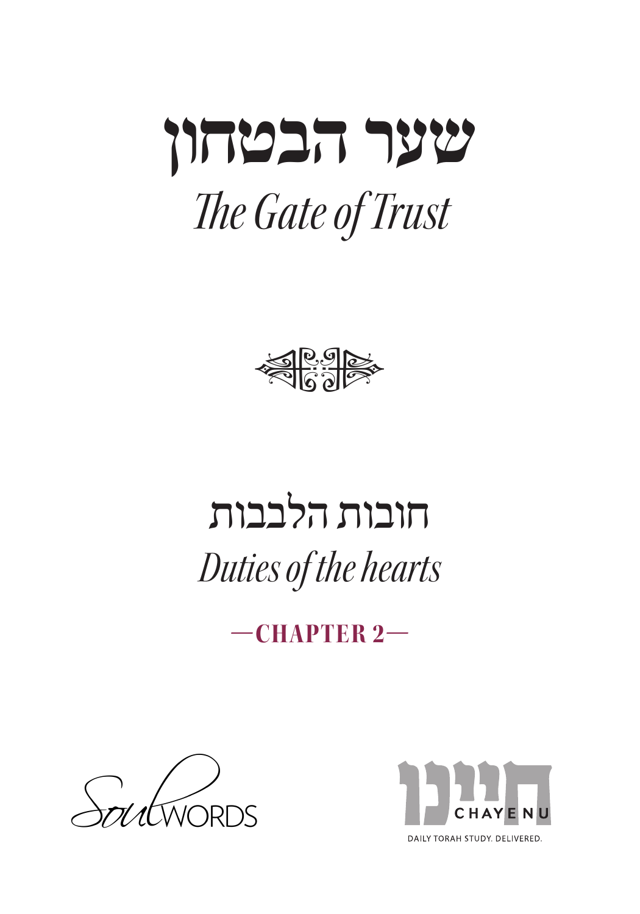# שער הבטחון

# *The Gate of Trust*

## חובות הלבבות

## *Duties of the hearts*

### —CHAPTER 2—

SoulWORDS

חיינו CHAYENU

DAILY TORAH STUDY. DELIVERED.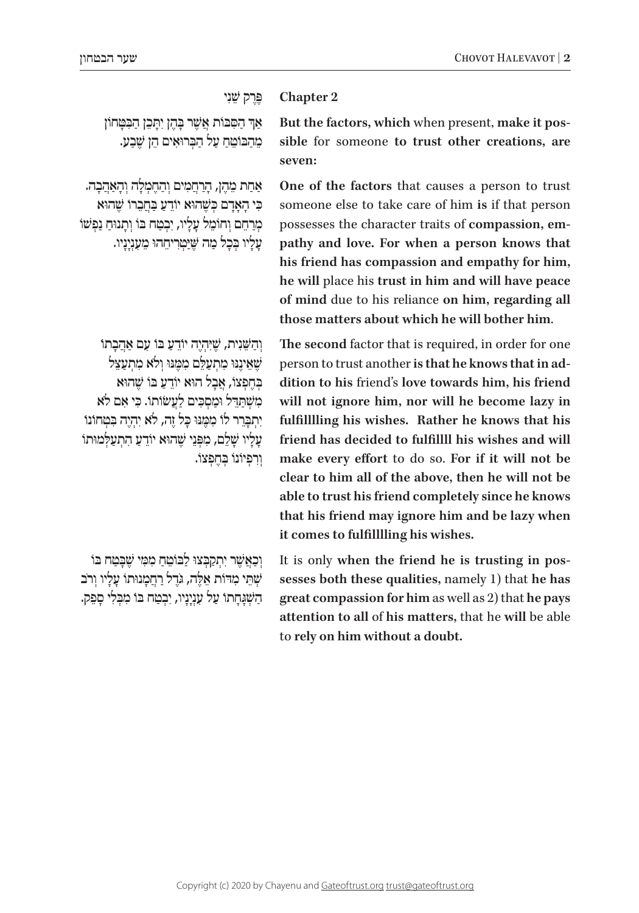## Chapter 2

## פֶּרֶק שֵׁנִי

**But the factors, which** when present, **make it possible** for someone **to trust other creations, are seven:**

אַךְ הַסִּבּוֹת אֲשֶׁר בָּהֶן יִתָּכֵן הַבִּטָּחוֹן מֵהַבּוֹטֵחַ עַל הַבְּרוּאִים הֵן שֶׁבַע.

**One of the factors** that causes a person to trust someone else to take care of him **is** if that person possesses the character traits of **compassion, empathy and love. For when a person knows that his friend has compassion and empathy for him, he will** place his **trust in him and will have peace of mind** due to his reliance **on him, regarding all those matters about which he will bother him**.

אַחַת מֵהֶן, הָרַחֲמִים וְהַחֶמְלָה וְהָאַהֲבָה. כִּי הָאָדָם כְּשֶׁהוּא יוֹדֵעַ בַּחֲבֵרוֹ שֶׁהוּא מְרַחֵם וְחוֹמֵל עָלָיו, יִבְטַח בּוֹ וְתָנוּחַ נַפְשׁוֹ עָלָיו בְּכָל מַה שֶּׁיַּטְרִיחֵהוּ מֵעִנְיָנָיו.

**The second** factor that is required, in order for one person to trust another **is that he knows that in addition to his** friend's **love towards him, his friend will not ignore him, nor will he become lazy in fulfillling his wishes. Rather he knows that his friend has decided to fulfilll his wishes and will make every effort** to do so. **For if it will not be clear to him all of the above, then he will not be able to trust his friend completely since he knows that his friend may ignore him and be lazy when it comes to fulfillling his wishes.**

וְהַשֵּׁנִית, שֶׁיִּהְיֶה יוֹדֵעַ בּוֹ עִם אַהֲבָתוֹ שֶׁאֵינֶנּוּ מִתְעַלֵּם מִמֶּנּוּ וְלֹא מִתְעַצֵּל בְּחֶפְצוֹ, אֲבָל הוּא יוֹדֵעַ בּוֹ שֶׁהוּא מִשְׁתַּדֵּל וּמַסְכִּים לַעֲשׂוֹתוֹ. כִּי אִם לֹא יִתְבָּרֵר לוֹ מִמֶּנּוּ כָּל זֶה, לֹא יִהְיֶה בִּטְחוֹנוֹ עָלָיו שָׁלֵם, מִפְּנֵי שֶׁהוּא יוֹדֵעַ הִתְעַלְּמוּתוֹ וְרִפְיוֹנוֹ בְּחֶפְצוֹ.

It is only **when the friend he is trusting in possesses both these qualities,** namely 1) that **he has great compassion for him** as well as 2) that **he pays attention to all** of **his matters,** that he **will** be able to **rely on him without a doubt.**

וְכַאֲשֶׁר יִתְקַבְּצוּ לַבּוֹטֵחַ מִמִּי שֶׁבָּטַח בּוֹ שְׁתֵּי מִדּוֹת אֵלֶּה, גֹּדֶל רַחֲמָנוּתוֹ עָלָיו וְרֹב הַשְׁגָּחָתוֹ עַל עִנְיָנָיו, יִבְטַח בּוֹ מִבְּלִי סָפֵק.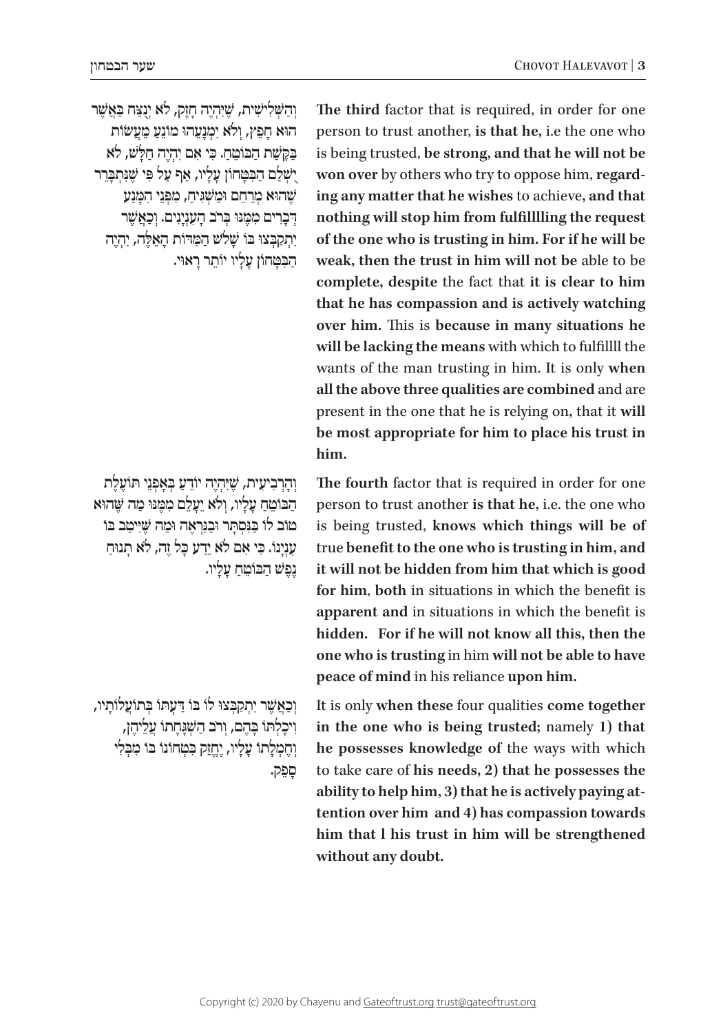וְהַשְּׁלִישִׁית, שֶׁיִּהְיֶה חָזָק, לֹא יְנֻצַּח בַּאֲשֶׁר הוּא חָפֵץ, וְלֹא יְמַנְּעֵהוּ מוֹנֵעַ מֵעֲשׂוֹת בַּקָּשַׁת הַבּוֹטֵחַ. כִּי אִם יִהְיֶה חַלָּשׁ, לֹא יֻשְׁלַם הַבִּטָּחוֹן עָלָיו, אַף עַל פִּי שֶׁנִּתְבָּרֵר שֶׁהוּא מְרַחֵם וּמַשְׁגִּיחַ, מִפְּנֵי הַמָּנַע דְּבָרִים מִמֶּנּוּ בְּרֹב הָעִנְיָנִים. וְכַאֲשֶׁר יִתְקַבְּצוּ בּוֹ שָׁלֹשׁ הַמִּדּוֹת הָאֵלֶּה, יִהְיֶה הַבִּטָּחוֹן עָלָיו יוֹתֵר רָאוּי.

**The third** factor that is required, in order for one person to trust another, **is that he,** i.e the one who is being trusted, **be strong, and that he will not be won over** by others who try to oppose him, **regarding any matter that he wishes** to achieve, **and that nothing will stop him from fulfillling the request of the one who is trusting in him. For if he will be weak, then the trust in him will not be** able to be **complete, despite** the fact that **it is clear to him that he has compassion and is actively watching over him.** This is **because in many situations he will be lacking the means** with which to fulfillll the wants of the man trusting in him. It is only **when all the above three qualities are combined** and are present in the one that he is relying on, that it **will be most appropriate for him to place his trust in him.**

וְהָרְבִיעִית, שֶׁיִּהְיֶה יוֹדֵעַ בְּאָפְנֵי תּוֹעֶלֶת הַבּוֹטֵחַ עָלָיו, וְלֹא יֵעָלֵם מִמֶּנּוּ מַה שֶּׁהוּא טוֹב לוֹ בַּנִּסְתָּר וּבַנִּרְאֶה וּמַה שֶּׁיִּיטַב בּוֹ עִנְיָנוֹ. כִּי אִם לֹא יֵדַע כָּל זֶה, לֹא תָנוּחַ נֶפֶשׁ הַבּוֹטֵחַ עָלָיו.

**The fourth** factor that is required in order for one person to trust another **is that he,** i.e. the one who is being trusted, **knows which things will be of** true **benefit to the one who is trusting in him, and it will not be hidden from him that which is good for him**, **both** in situations in which the benefit is **apparent and** in situations in which the benefit is **hidden. For if he will not know all this, then the one who is trusting** in him **will not be able to have peace of mind** in his reliance **upon him.**

וְכַאֲשֶׁר יִתְקַבְּצוּ לוֹ בּוֹ דַּעְתּוֹ בְּתוֹעֲלוֹתָיו, וִיכָלְתּוֹ בָּהֶם, וְרֹב הַשְׁגָּחָתוֹ עֲלֵיהֶן, וְחֶמְלָתוֹ עָלָיו, יֶחֱזַק בִּטְחוֹנוֹ בּוֹ מִבְּלִי סָפֵק.

It is only **when these** four qualities **come together in the one who is being trusted;** namely **1) that he possesses knowledge of** the ways with which to take care of **his needs, 2) that he possesses the ability to help him, 3) that he is actively paying attention over him and 4) has compassion towards him that l his trust in him will be strengthened without any doubt.**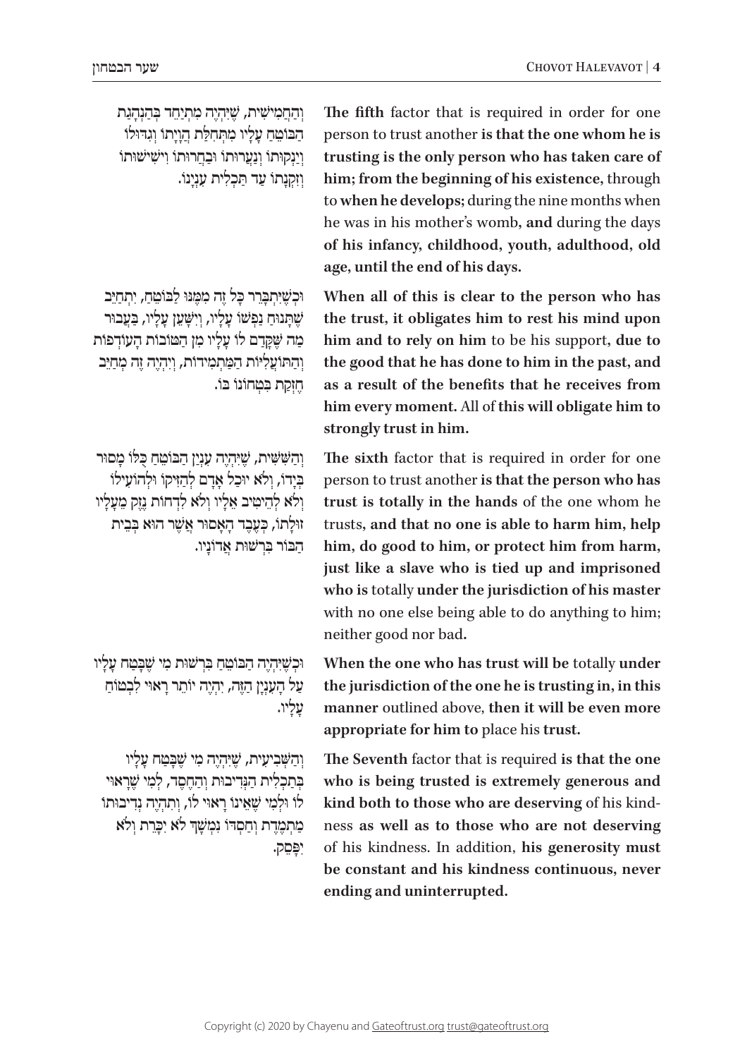וְהַחֲמִישִׁית, שֶׁיִּהְיֶה מִתְיַחֵד בְּהַנְהָגַת הַבּוֹטֵחַ עָלָיו מִתְּחִלַּת הֲוָיָתוֹ וְגִדּוּלוֹ וְיַנְקוּתוֹ וְנַעֲרוּתוֹ וּבַחֲרוּתוֹ וְישִׁישׁוּתוֹ וְזִקְנָתוֹ עַד תַּכְלִית עִנְיָנוֹ.

**The fifth** factor that is required in order for one person to trust another **is that the one whom he is trusting is the only person who has taken care of him; from the beginning of his existence,** through to **when he develops;** during the nine months when he was in his mother's womb**, and** during the days **of his infancy, childhood, youth, adulthood, old age, until the end of his days.**

וּכְשֶׁיִּתְבָּרֵר כָּל זֶה מִמֶּנּוּ לַבּוֹטֵחַ, יִתְחַיֵּב שֶׁתָּנוּחַ נַפְשׁוֹ עָלָיו, וְיִשָּׁעֵן עָלָיו, בַּעֲבוּר מַה שֶּׁקָּדַם לוֹ עָלָיו מִן הַטּוֹבוֹת הָעוֹדְפוֹת וְהַתּוֹעָלִיּוֹת הַמִּתְמִידוֹת, וְיִהְיֶה זֶה מְחַיֵּב חֶזְקַת בִּטְחוֹנוֹ בּוֹ.

**When all of this is clear to the person who has the trust, it obligates him to rest his mind upon him and to rely on him** to be his support**, due to the good that he has done to him in the past, and as a result of the benefits that he receives from him every moment.** All of **this will obligate him to strongly trust in him.**

וְהַשִּׁשִּׁית, שֶׁיִּהְיֶה עִנְיַן הַבּוֹטֵחַ כֻּלּוֹ מָסוּר בְּיָדוֹ, וְלֹא יוּכַל אָדָם לְהַזִּיקוֹ וּלְהוֹעִילוֹ וְלֹא לְהֵיטִיב אֵלָיו וְלֹא לִדְחוֹת נֶזֶק מֵעָלָיו זוּלָתוֹ, כְּעֶבֶד הָאָסוּר אֲשֶׁר הוּא בְּבֵית הַבּוֹר בִּרְשׁוּת אֲדוֹנָיו.

**The sixth** factor that is required in order for one person to trust another **is that the person who has trust is totally in the hands** of the one whom he trusts**, and that no one is able to harm him, help him, do good to him, or protect him from harm, just like a slave who is tied up and imprisoned who is** totally **under the jurisdiction of his master** with no one else being able to do anything to him; neither good nor bad**.**

וּכְשֶׁיִּהְיֶה הַבּוֹטֵחַ בִּרְשׁוּת מִי שֶׁבָּטַח עָלָיו עַל הָעִנְיָן הַזֶּה, יִהְיֶה יוֹתֵר רָאוּי לִבְטוֹחַ עָלָיו.

**When the one who has trust will be** totally **under the jurisdiction of the one he is trusting in, in this manner** outlined above, **then it will be even more appropriate for him to** place his **trust.**

וְהַשְּׁבִיעִית, שֶׁיִּהְיֶה מִי שֶׁבָּטַח עָלָיו בְּתַכְלִית הַנְּדִיבוּת וְהַחֶסֶד, לְמִי שֶׁרָאוּי לוֹ וּלְמִי שֶׁאֵינוֹ רָאוּי לוֹ, וְתִהְיֶה נְדִיבוּתוֹ מַתְמֶדֶת וְחַסְדּוֹ נִמְשָׁךְ לֹא יִכָּרֵת וְלֹא יִפָּסֵק.

**The Seventh** factor that is required **is that the one who is being trusted is extremely generous and kind both to those who are deserving** of his kindness **as well as to those who are not deserving** of his kindness. In addition, **his generosity must be constant and his kindness continuous, never ending and uninterrupted.**

Copyright (c) 2020 by Chayenu and Gateoftrust.org trust@gateoftrust.org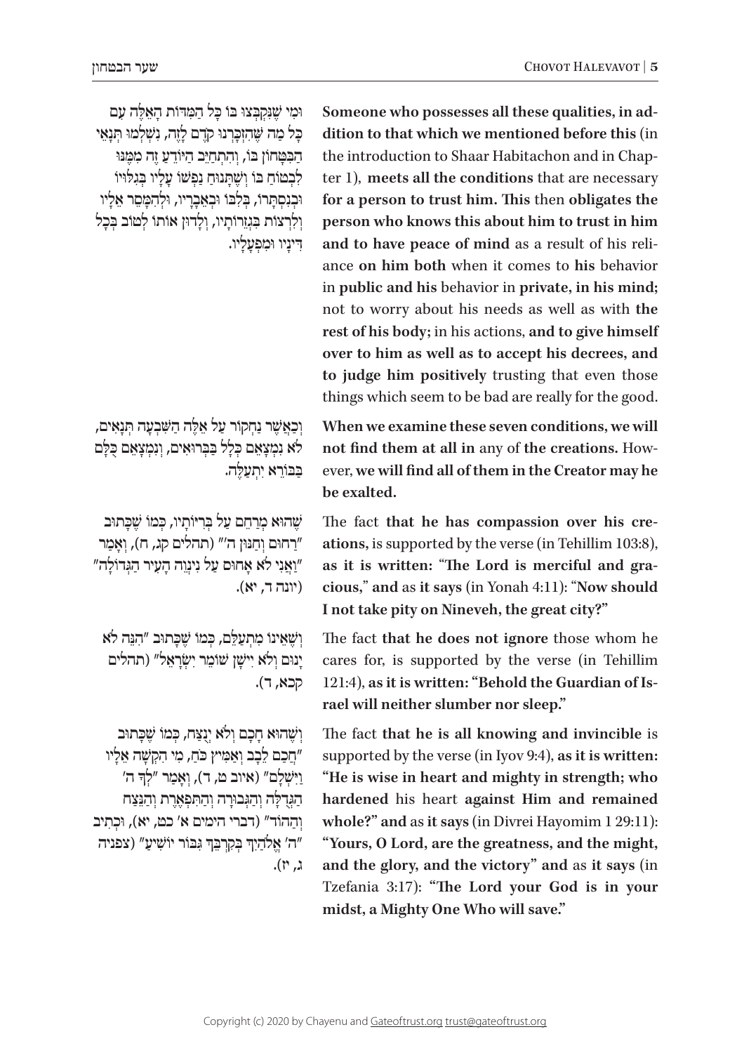וּמִי שֶׁנִּקְבְּצוּ בוֹ כָּל הַמִּדּוֹת הָאֵלֶּה עִם כָּל מַה שֶּׁהִזְכַּרְנוּ קֹדֶם לָזֶה, נִשְׁלְמוּ תְּנָאֵי הַבִּטָּחוֹן בּוֹ, וְהִתְחַיֵּב הַיּוֹדֵעַ זֶה מִמֶּנּוּ לִבְטֹחַ בּוֹ וְשֶׁתָּנוּחַ נַפְשׁוֹ עָלָיו בְּגִלּוּיוֹ וּבְנִסְתָּרוֹ, בְּלִבּוֹ וּבְאֵבָרָיו, וּלְהִמָּסֵר אֵלָיו וְלִרְצוֹת בִּגְזֵרוֹתָיו, וְלָדוּן אוֹתוֹ לְטוֹב בְּכָל דִּינָיו וּמִפְעָלָיו.

**Someone who possesses all these qualities, in addition to that which we mentioned before this** (in the introduction to Shaar Habitachon and in Chapter 1), **meets all the conditions** that are necessary **for a person to trust him. This** then **obligates the person who knows this about him to trust in him and to have peace of mind** as a result of his reliance **on him both** when it comes to **his** behavior in **public and his** behavior in **private, in his mind;** not to worry about his needs as well as with **the rest of his body;** in his actions, **and to give himself over to him as well as to accept his decrees, and to judge him positively** trusting that even those things which seem to be bad are really for the good.

וְכַאֲשֶׁר נַחְקוֹר עַל אֵלֶּה הַשִּׁבְעָה תְּנָאִים, לֹא נִמְצָאֵם כְּלָל בַּבְּרוּאִים, וְנִמְצָאֵם כֻּלָּם בַּבּוֹרֵא יִתְעַלֶּה.

**When we examine these seven conditions, we will not find them at all in** any of **the creations.** However, **we will find all of them in the Creator may he be exalted.**

שֶׁהוּא מְרַחֵם עַל בְּרִיּוֹתָיו, כְּמוֹ שֶׁכָּתוּב "רַחוּם וְחַנּוּן ה'" (תהלים קג, ח), וְאָמַר "וַאֲנִי לֹא אָחוּס עַל נִינְוֵה הָעִיר הַגְּדוֹלָה" (יונה ד, יא).

The fact **that he has compassion over his creations,** is supported by the verse (in Tehillim 103:8), **as it is written: "The Lord is merciful and gracious," and** as **it says** (in Yonah 4:11): "**Now should I not take pity on Nineveh, the great city?"**

וְשֶׁאֵינוֹ מִתְעַלֵּם, כְּמוֹ שֶׁכָּתוּב "הִנֵּה לֹא יָנוּם וְלֹא יִישָׁן שׁוֹמֵר יִשְׂרָאֵל" (תהלים קכא, ד).

The fact **that he does not ignore** those whom he cares for, is supported by the verse (in Tehillim 121:4), **as it is written: "Behold the Guardian of Israel will neither slumber nor sleep."**

וְשֶׁהוּא חָכָם וְלֹא יְנֻצַּח, כְּמוֹ שֶׁכָּתוּב "חֲכַם לֵבָב וְאַמִּיץ כֹּחַ, מִי הִקְשָׁה אֵלָיו וַיִּשְׁלָם" (איוב ט, ד), וְאָמַר "לְךָ ה' הַגְּדֻלָּה וְהַגְּבוּרָה וְהַתִּפְאֶרֶת וְהַנֵּצַח וְהַהוֹד" (דברי הימים א' כט, יא), וּכְתִיב "ה' אֱלֹהַיִךְ בְּקִרְבֵּךְ גִּבּוֹר יוֹשִׁיעַ" (צפניה ג, יז).

The fact **that he is all knowing and invincible** is supported by the verse (in Iyov 9:4), **as it is written: "He is wise in heart and mighty in strength; who hardened** his heart **against Him and remained whole?" and** as **it says** (in Divrei Hayomim 1 29:11): **"Yours, O Lord, are the greatness, and the might, and the glory, and the victory" and** as **it says** (in Tzefania 3:17): **"The Lord your God is in your midst, a Mighty One Who will save."**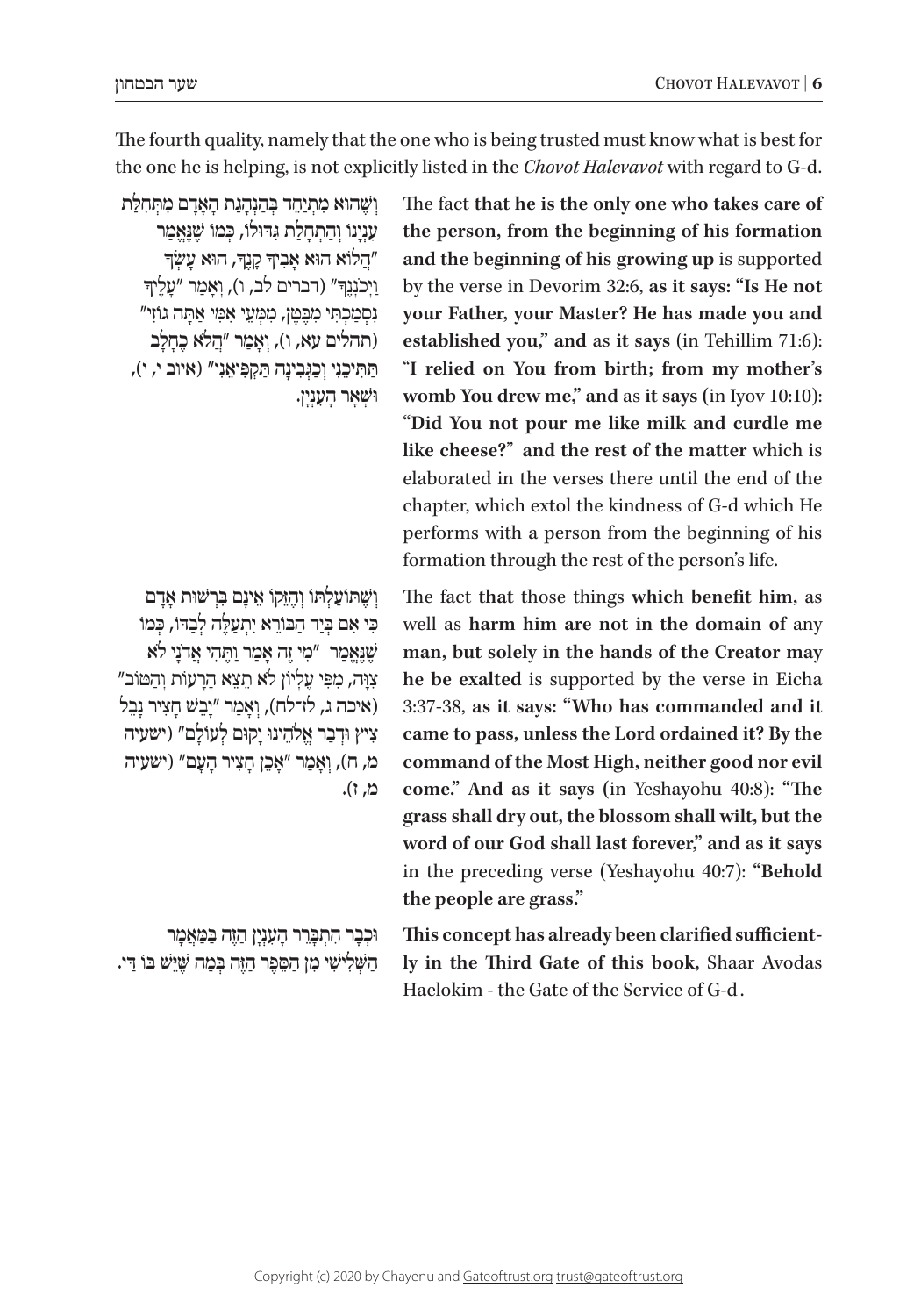The fourth quality, namely that the one who is being trusted must know what is best for the one he is helping, is not explicitly listed in the *Chovot Halevavot* with regard to G-d.

וְשֶׁהוּא מִתְיַחֵד בְּהַנְהָגַת הָאָדָם מִתְּחִלַּת עִנְיָנוֹ וְהַתְחָלַת גִּדּוּלוֹ, כְּמוֹ שֶׁנֶּאֱמַר "הֲלוֹא הוּא אָבִיךָ קָּנֶךָ, הוּא עָשְׂךָ וַיְכֹנְנֶךָ" (דברים לב, ו), וְאָמַר "עָלֶיךָ נִסְמַכְתִּי מִבֶּטֶן, מִמְּעֵי אִמִּי אַתָּה גוֹזִי" (תהלים עא, ו), וְאָמַר "הֲלֹא כֶחָלָב תַּתִּיכֵנִי וְכַגְּבִנָה תַּקְפִּיאֵנִי" (איוב י, י), וּשְׁאָר הָעִנְיָן.

The fact **that he is the only one who takes care of the person, from the beginning of his formation and the beginning of his growing up** is supported by the verse in Devorim 32:6, **as it says: "Is He not your Father, your Master? He has made you and established you," and** as **it says** (in Tehillim 71:6): "**I relied on You from birth; from my mother's womb You drew me," and** as **it says** (in Iyov 10:10): **"Did You not pour me like milk and curdle me like cheese?" and the rest of the matter** which is elaborated in the verses there until the end of the chapter, which extol the kindness of G-d which He performs with a person from the beginning of his formation through the rest of the person's life.

וְשֶׁתּוֹעַלְתּוֹ וְהֶזֵּקוֹ אֵינָם בִּרְשׁוּת אָדָם כִּי אִם בְּיַד הַבּוֹרֵא יִתְעַלֶּה לְבַדּוֹ, כְּמוֹ שֶׁנֶּאֱמַר "מִי זֶה אָמַר וַתֶּהִי אֲדֹנָי לֹא צִוָּה, מִפִּי עֶלְיוֹן לֹא תֵצֵא הָרָעוֹת וְהַטּוֹב" (איכה ג, לז-לח), וְאָמַר "יָבֵשׁ חָצִיר נָבֵל צִיץ וּדְבַר אֱלֹהֵינוּ יָקוּם לְעוֹלָם" (ישעיה מ, ח), וְאָמַר "אָכֵן חָצִיר הָעָם" (ישעיה מ, ז).

The fact **that** those things **which benefit him,** as well as **harm him are not in the domain of** any **man, but solely in the hands of the Creator may he be exalted** is supported by the verse in Eicha 3:37-38, **as it says: "Who has commanded and it came to pass, unless the Lord ordained it? By the command of the Most High, neither good nor evil come." And as it says (**in Yeshayohu 40:8): **"The grass shall dry out, the blossom shall wilt, but the word of our God shall last forever," and as it says** in the preceding verse (Yeshayohu 40:7): **"Behold the people are grass."**

וּכְבָר הִתְבָּרֵר הָעִנְיָן הַזֶּה בַּמַּאֲמַר הַשְּׁלִישִׁי מִן הַסֵּפֶר הַזֶּה בְּמַה שֶּׁיֵּשׁ בּוֹ דַּי.

**This concept has already been clarified sufficiently in the Third Gate of this book,** Shaar Avodas Haelokim - the Gate of the Service of G-d.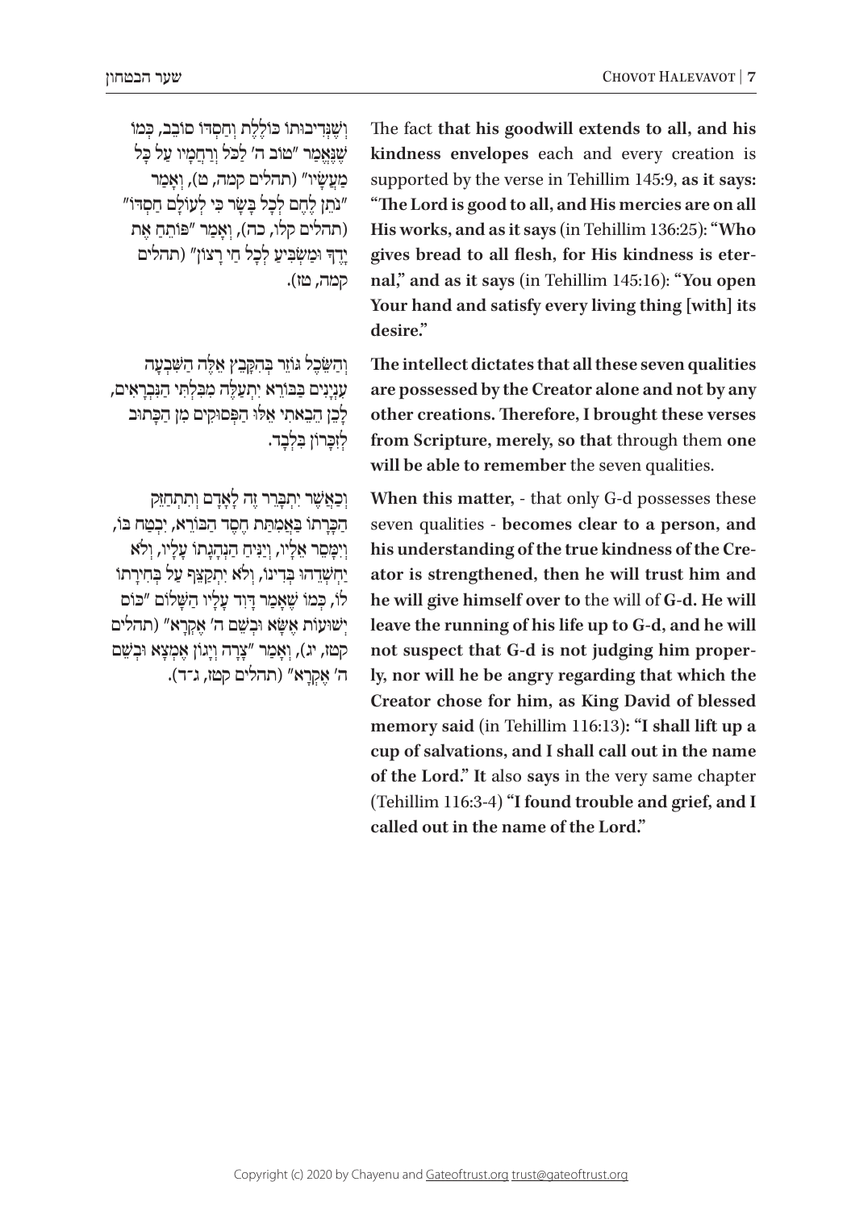וְשֶׁנְּדִיבוּתוֹ כּוֹלֶלֶת וְחַסְדּוֹ סוֹבֵב, כְּמוֹ שֶׁנֶּאֱמַר "טוֹב ה' לַכֹּל וְרַחֲמָיו עַל כָּל מַעֲשָׂיו" (תהלים קמה, ט), וְאָמַר "נֹתֵן לֶחֶם לְכָל בָּשָׂר כִּי לְעוֹלָם חַסְדּוֹ" (תהלים קלו, כה), וְאָמַר "פּוֹתֵחַ אֶת יָדֶךָ וּמַשְׂבִּיעַ לְכָל חַי רָצוֹן" (תהלים קמה, טז).

The fact **that his goodwill extends to all, and his kindness envelopes** each and every creation is supported by the verse in Tehillim 145:9, **as it says: "The Lord is good to all, and His mercies are on all His works, and as it says** (in Tehillim 136:25): **"Who gives bread to all flesh, for His kindness is eternal," and as it says** (in Tehillim 145:16): **"You open Your hand and satisfy every living thing [with] its desire."**

וְהַשֵּׂכֶל גּוֹזֵר בְּהִקָּבֵץ אֵלֶּה הַשִּׁבְעָה עִנְיָנִים כַּבּוֹרֵא יִתְעַלֶּה מִבִּלְתִּי הַנִּבְרָאִים, לָכֵן הֵבֵאתִי אֵלּוּ הַפְּסוּקִים מִן הַכָּתוּב לְזִכָּרוֹן בִּלְבַד.

**The intellect dictates that all these seven qualities are possessed by the Creator alone and not by any other creations. Therefore, I brought these verses from Scripture, merely, so that** through them **one will be able to remember** the seven qualities.

וְכַאֲשֶׁר יִתְבָּרֵר זֶה לָאָדָם וְתִתְחַזֵּק הַכָּרָתוֹ בַּאֲמִתַּת חֶסֶד הַבּוֹרֵא, יִבְטַח בּוֹ, וְיִמָּסֵר אֵלָיו, וְיַנִּיחַ הַנְהָגָתוֹ עָלָיו, וְלֹא יַחְשְׁדֵהוּ בְּדִינוֹ, וְלֹא יִתְקַצֵּף עַל בְּחִירָתוֹ לוֹ, כְּמוֹ שֶׁאָמַר דָּוִד עָלָיו הַשָּׁלוֹם "כּוֹס יְשׁוּעוֹת אֶשָּׂא וּבְשֵׁם ה' אֶקְרָא" (תהלים קטז, יג), וְאָמַר "צָרָה וְיָגוֹן אֶמְצָא וּבְשֵׁם ה' אֶקְרָא" (תהלים קטז, ג-ד).

**When this matter,** - that only G-d possesses these seven qualities - **becomes clear to a person, and his understanding of the true kindness of the Creator is strengthened, then he will trust him and he will give himself over to** the will of **G-d. He will leave the running of his life up to G-d, and he will not suspect that G-d is not judging him properly, nor will he be angry regarding that which the Creator chose for him, as King David of blessed memory said** (in Tehillim 116:13)**: "I shall lift up a cup of salvations, and I shall call out in the name of the Lord." It** also **says** in the very same chapter (Tehillim 116:3-4) **"I found trouble and grief, and I called out in the name of the Lord."**

Copyright (c) 2020 by Chayenu and Gateoftrust.org trust@gateoftrust.org